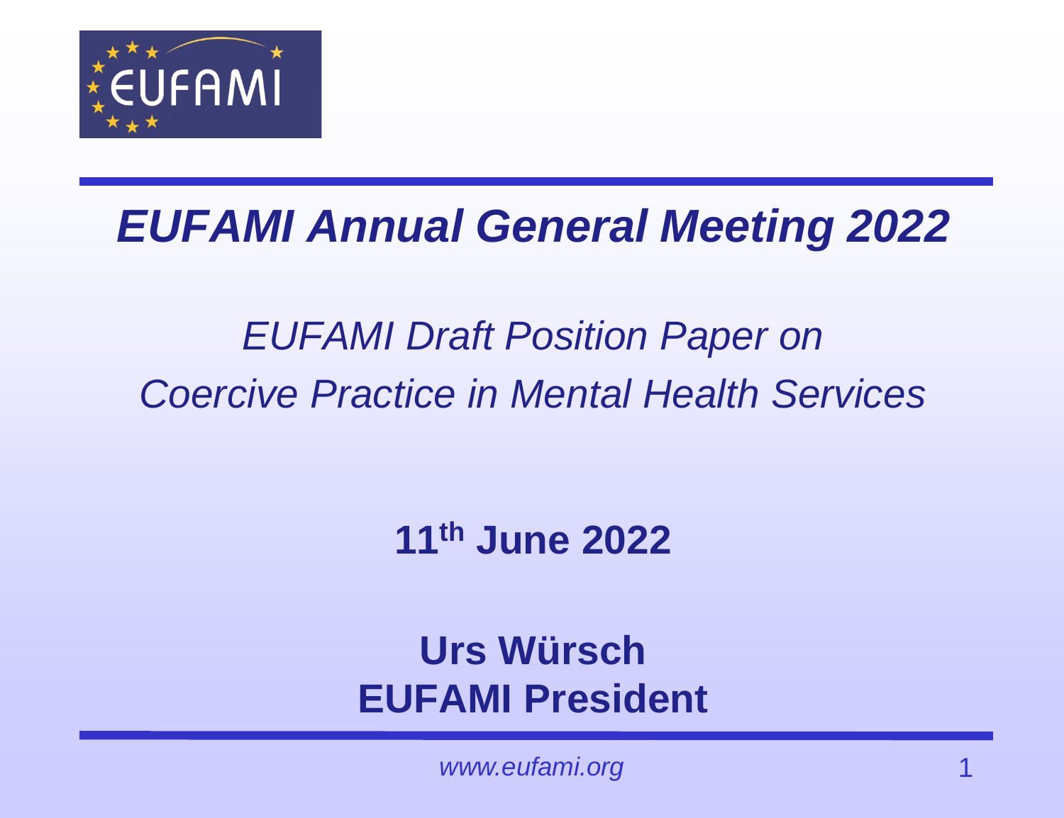EUFAMI

# *EUFAMI Annual General Meeting 2022*

## *EUFAMI Draft Position Paper on Coercive Practice in Mental Health Services*

**11th June 2022**

**Urs Würsch**
**EUFAMI President**

*www.eufami.org*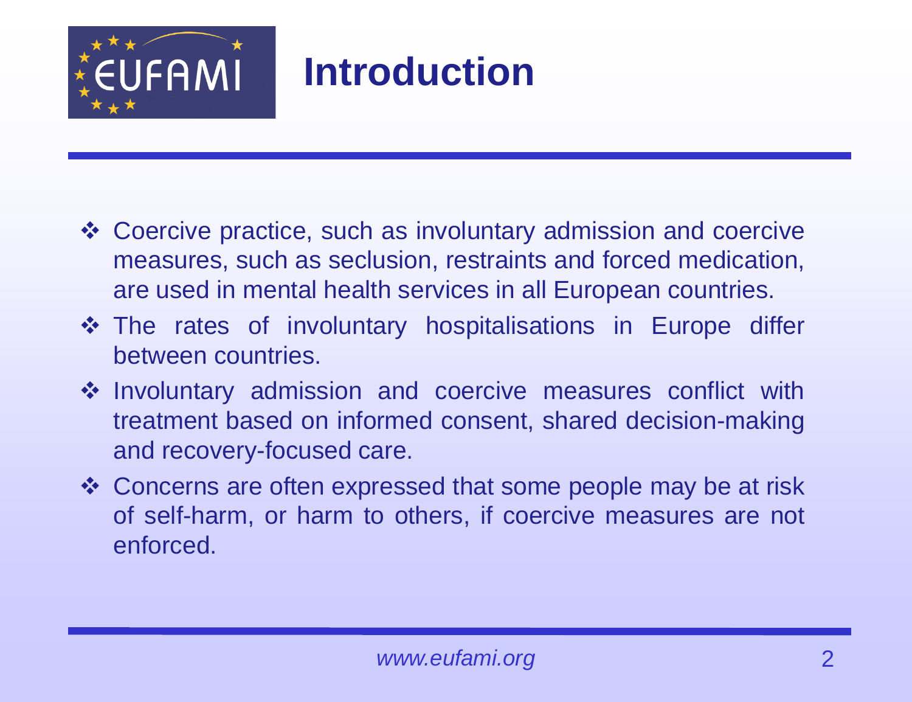# Introduction

- Coercive practice, such as involuntary admission and coercive measures, such as seclusion, restraints and forced medication, are used in mental health services in all European countries.
- The rates of involuntary hospitalisations in Europe differ between countries.
- Involuntary admission and coercive measures conflict with treatment based on informed consent, shared decision-making and recovery-focused care.
- Concerns are often expressed that some people may be at risk of self-harm, or harm to others, if coercive measures are not enforced.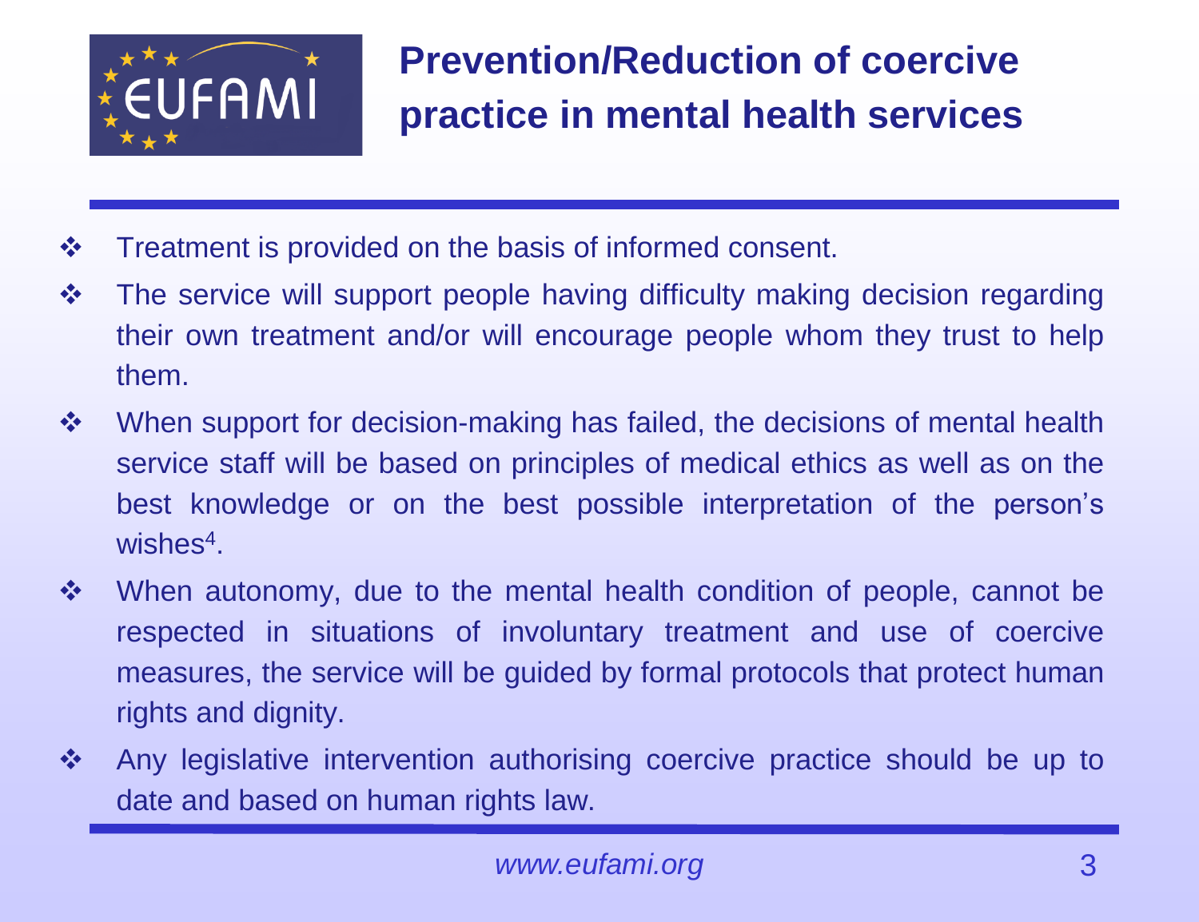# Prevention/Reduction of coercive practice in mental health services

- Treatment is provided on the basis of informed consent.
- The service will support people having difficulty making decision regarding their own treatment and/or will encourage people whom they trust to help them.
- When support for decision-making has failed, the decisions of mental health service staff will be based on principles of medical ethics as well as on the best knowledge or on the best possible interpretation of the person's wishes[4].
- When autonomy, due to the mental health condition of people, cannot be respected in situations of involuntary treatment and use of coercive measures, the service will be guided by formal protocols that protect human rights and dignity.
- Any legislative intervention authorising coercive practice should be up to date and based on human rights law.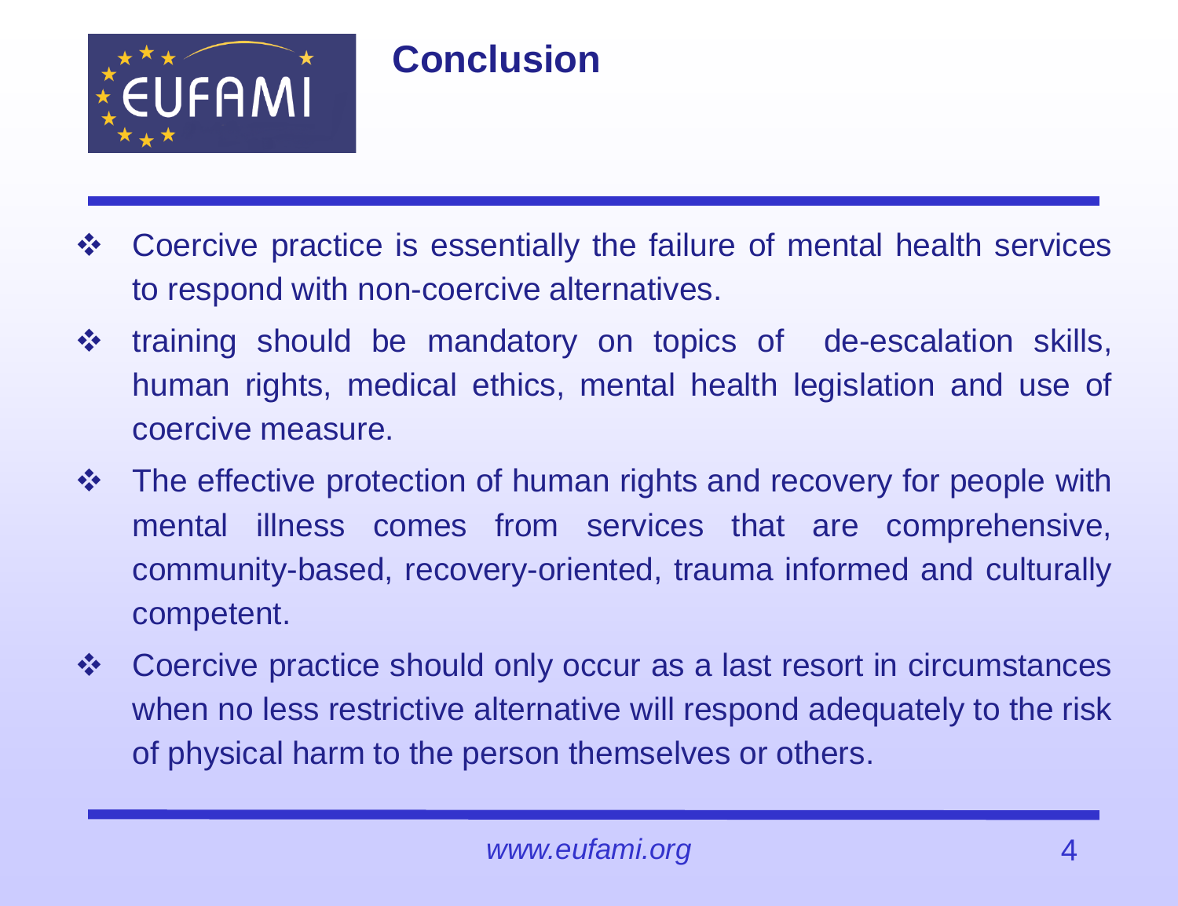# Conclusion

- Coercive practice is essentially the failure of mental health services to respond with non-coercive alternatives.
- training should be mandatory on topics of de-escalation skills, human rights, medical ethics, mental health legislation and use of coercive measure.
- The effective protection of human rights and recovery for people with mental illness comes from services that are comprehensive, community-based, recovery-oriented, trauma informed and culturally competent.
- Coercive practice should only occur as a last resort in circumstances when no less restrictive alternative will respond adequately to the risk of physical harm to the person themselves or others.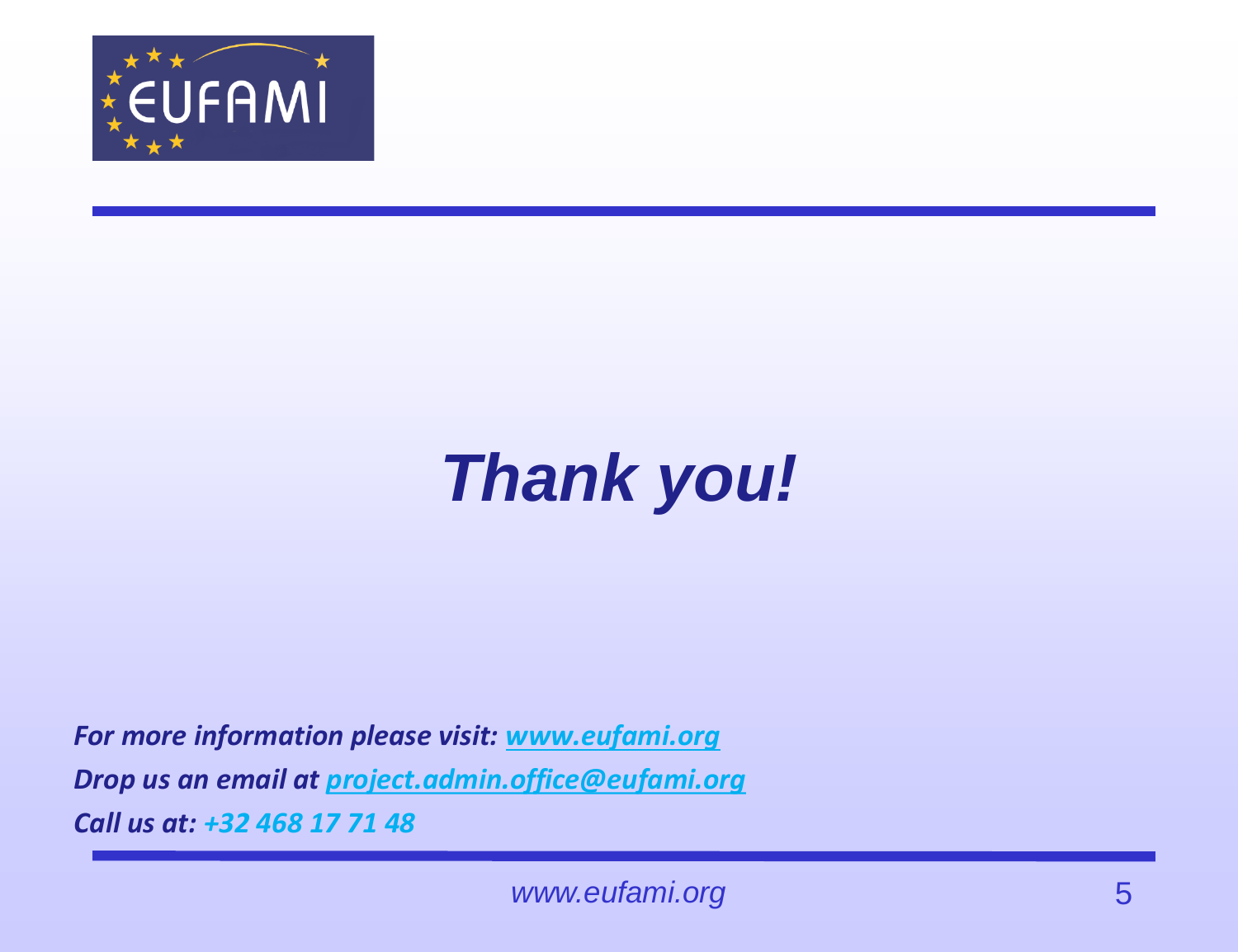EUFAMI

# *Thank you!*

***For more information please visit: [www.eufami.org](http://www.eufami.org)***

***Drop us an email at [project.admin.office@eufami.org](mailto:project.admin.office@eufami.org)***

***Call us at: +32 468 17 71 48***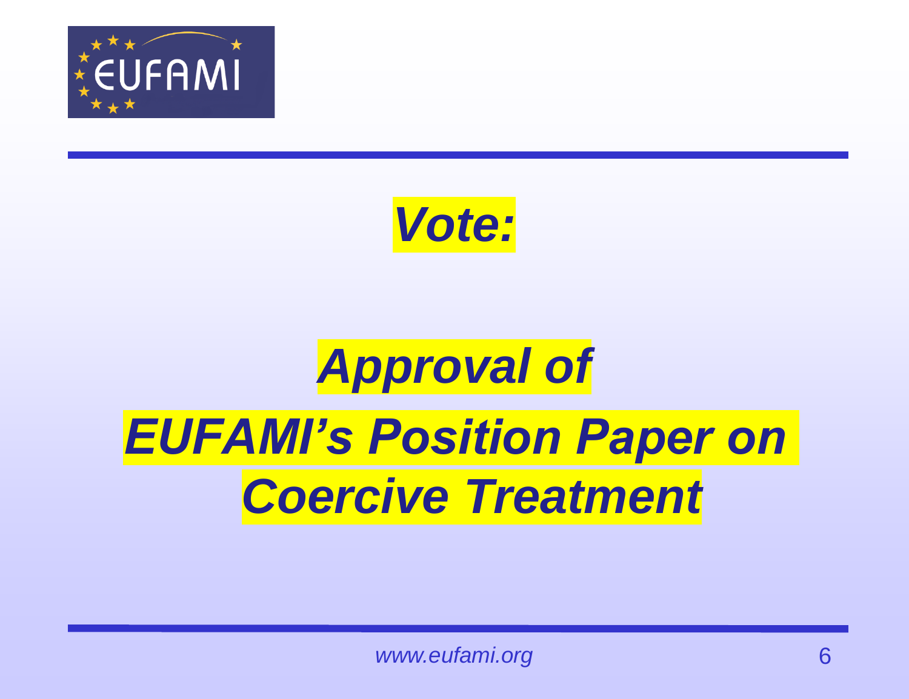EUFAMI

# *Vote:*

# *Approval of EUFAMI's Position Paper on Coercive Treatment*

*www.eufami.org*